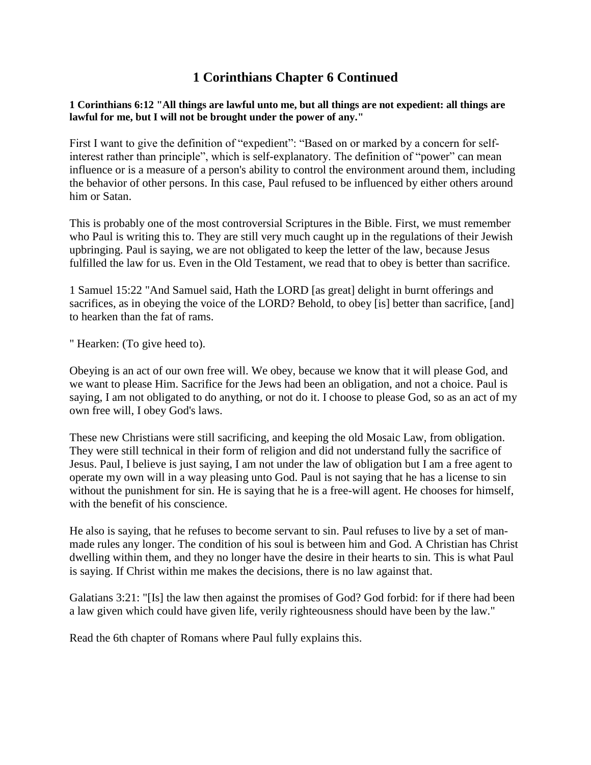# 1 Corinthians Chapter 6 Continued

**1 Corinthians 6:12 "All things are lawful unto me, but all things are not expedient: all things are lawful for me, but I will not be brought under the power of any."**

First I want to give the definition of "expedient": "Based on or marked by a concern for self-interest rather than principle", which is self-explanatory. The definition of "power" can mean influence or is a measure of a person's ability to control the environment around them, including the behavior of other persons. In this case, Paul refused to be influenced by either others around him or Satan.

This is probably one of the most controversial Scriptures in the Bible. First, we must remember who Paul is writing this to. They are still very much caught up in the regulations of their Jewish upbringing. Paul is saying, we are not obligated to keep the letter of the law, because Jesus fulfilled the law for us. Even in the Old Testament, we read that to obey is better than sacrifice.

1 Samuel 15:22 "And Samuel said, Hath the LORD [as great] delight in burnt offerings and sacrifices, as in obeying the voice of the LORD? Behold, to obey [is] better than sacrifice, [and] to hearken than the fat of rams.

" Hearken: (To give heed to).

Obeying is an act of our own free will. We obey, because we know that it will please God, and we want to please Him. Sacrifice for the Jews had been an obligation, and not a choice. Paul is saying, I am not obligated to do anything, or not do it. I choose to please God, so as an act of my own free will, I obey God's laws.

These new Christians were still sacrificing, and keeping the old Mosaic Law, from obligation. They were still technical in their form of religion and did not understand fully the sacrifice of Jesus. Paul, I believe is just saying, I am not under the law of obligation but I am a free agent to operate my own will in a way pleasing unto God. Paul is not saying that he has a license to sin without the punishment for sin. He is saying that he is a free-will agent. He chooses for himself, with the benefit of his conscience.

He also is saying, that he refuses to become servant to sin. Paul refuses to live by a set of man-made rules any longer. The condition of his soul is between him and God. A Christian has Christ dwelling within them, and they no longer have the desire in their hearts to sin. This is what Paul is saying. If Christ within me makes the decisions, there is no law against that.

Galatians 3:21: "[Is] the law then against the promises of God? God forbid: for if there had been a law given which could have given life, verily righteousness should have been by the law."

Read the 6th chapter of Romans where Paul fully explains this.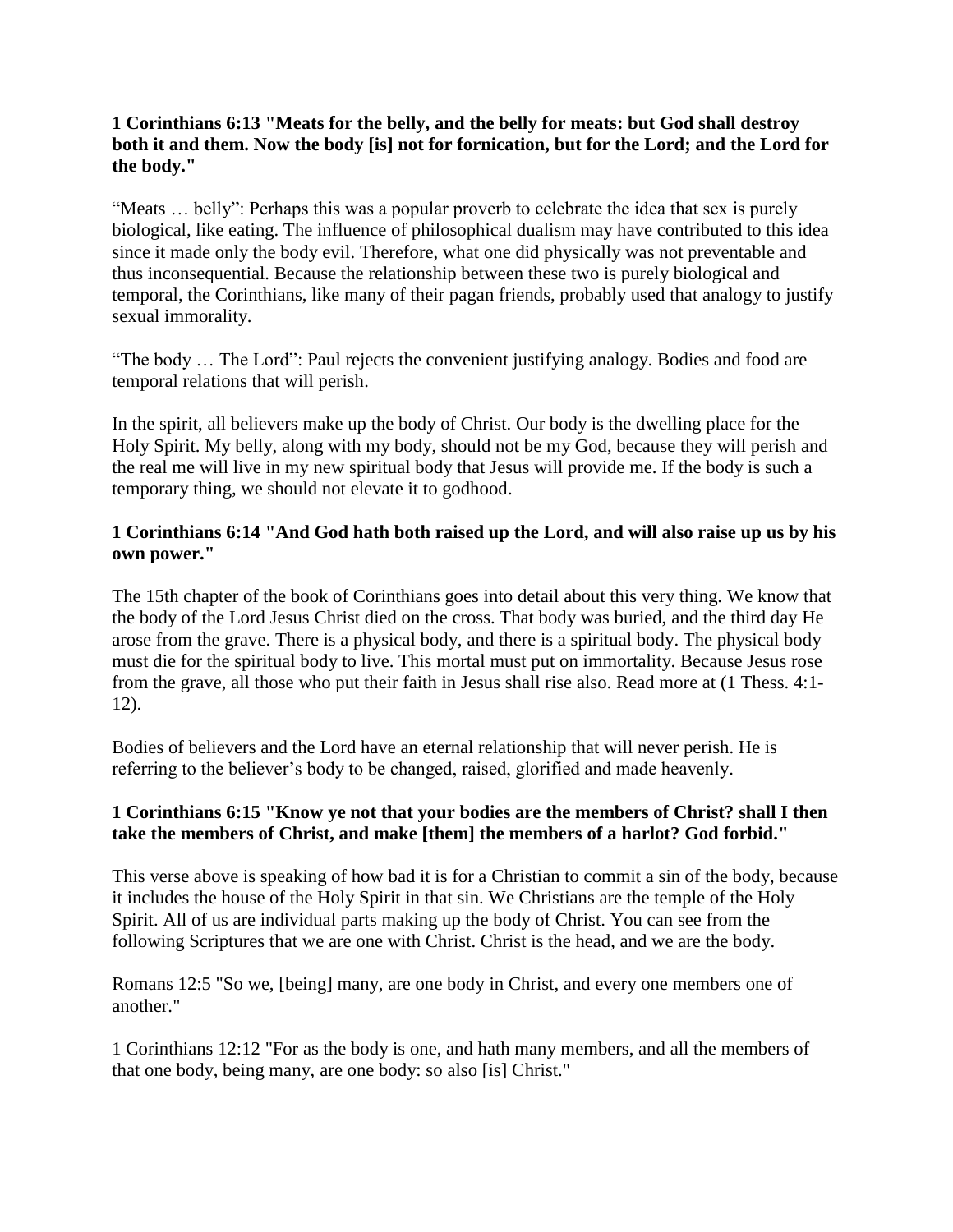**1 Corinthians 6:13 "Meats for the belly, and the belly for meats: but God shall destroy both it and them. Now the body [is] not for fornication, but for the Lord; and the Lord for the body."**

"Meats … belly": Perhaps this was a popular proverb to celebrate the idea that sex is purely biological, like eating. The influence of philosophical dualism may have contributed to this idea since it made only the body evil. Therefore, what one did physically was not preventable and thus inconsequential. Because the relationship between these two is purely biological and temporal, the Corinthians, like many of their pagan friends, probably used that analogy to justify sexual immorality.

"The body … The Lord": Paul rejects the convenient justifying analogy. Bodies and food are temporal relations that will perish.

In the spirit, all believers make up the body of Christ. Our body is the dwelling place for the Holy Spirit. My belly, along with my body, should not be my God, because they will perish and the real me will live in my new spiritual body that Jesus will provide me. If the body is such a temporary thing, we should not elevate it to godhood.

**1 Corinthians 6:14 "And God hath both raised up the Lord, and will also raise up us by his own power."**

The 15th chapter of the book of Corinthians goes into detail about this very thing. We know that the body of the Lord Jesus Christ died on the cross. That body was buried, and the third day He arose from the grave. There is a physical body, and there is a spiritual body. The physical body must die for the spiritual body to live. This mortal must put on immortality. Because Jesus rose from the grave, all those who put their faith in Jesus shall rise also. Read more at (1 Thess. 4:1-12).

Bodies of believers and the Lord have an eternal relationship that will never perish. He is referring to the believer's body to be changed, raised, glorified and made heavenly.

**1 Corinthians 6:15 "Know ye not that your bodies are the members of Christ? shall I then take the members of Christ, and make [them] the members of a harlot? God forbid."**

This verse above is speaking of how bad it is for a Christian to commit a sin of the body, because it includes the house of the Holy Spirit in that sin. We Christians are the temple of the Holy Spirit. All of us are individual parts making up the body of Christ. You can see from the following Scriptures that we are one with Christ. Christ is the head, and we are the body.

Romans 12:5 "So we, [being] many, are one body in Christ, and every one members one of another."

1 Corinthians 12:12 "For as the body is one, and hath many members, and all the members of that one body, being many, are one body: so also [is] Christ."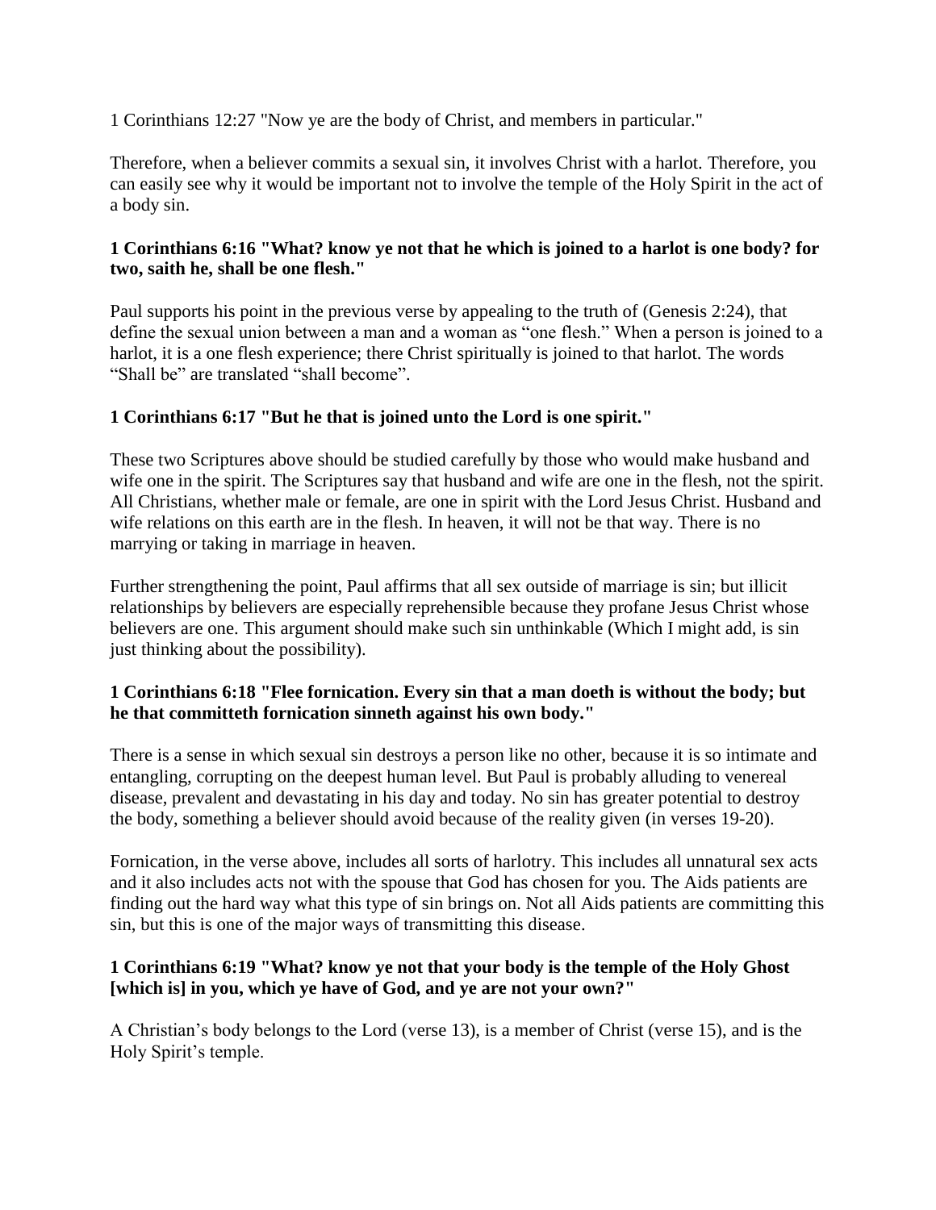1 Corinthians 12:27 "Now ye are the body of Christ, and members in particular."

Therefore, when a believer commits a sexual sin, it involves Christ with a harlot. Therefore, you can easily see why it would be important not to involve the temple of the Holy Spirit in the act of a body sin.

**1 Corinthians 6:16 "What? know ye not that he which is joined to a harlot is one body? for two, saith he, shall be one flesh."**

Paul supports his point in the previous verse by appealing to the truth of (Genesis 2:24), that define the sexual union between a man and a woman as "one flesh." When a person is joined to a harlot, it is a one flesh experience; there Christ spiritually is joined to that harlot. The words "Shall be" are translated "shall become".

**1 Corinthians 6:17 "But he that is joined unto the Lord is one spirit."**

These two Scriptures above should be studied carefully by those who would make husband and wife one in the spirit. The Scriptures say that husband and wife are one in the flesh, not the spirit. All Christians, whether male or female, are one in spirit with the Lord Jesus Christ. Husband and wife relations on this earth are in the flesh. In heaven, it will not be that way. There is no marrying or taking in marriage in heaven.

Further strengthening the point, Paul affirms that all sex outside of marriage is sin; but illicit relationships by believers are especially reprehensible because they profane Jesus Christ whose believers are one. This argument should make such sin unthinkable (Which I might add, is sin just thinking about the possibility).

**1 Corinthians 6:18 "Flee fornication. Every sin that a man doeth is without the body; but he that committeth fornication sinneth against his own body."**

There is a sense in which sexual sin destroys a person like no other, because it is so intimate and entangling, corrupting on the deepest human level. But Paul is probably alluding to venereal disease, prevalent and devastating in his day and today. No sin has greater potential to destroy the body, something a believer should avoid because of the reality given (in verses 19-20).

Fornication, in the verse above, includes all sorts of harlotry. This includes all unnatural sex acts and it also includes acts not with the spouse that God has chosen for you. The Aids patients are finding out the hard way what this type of sin brings on. Not all Aids patients are committing this sin, but this is one of the major ways of transmitting this disease.

**1 Corinthians 6:19 "What? know ye not that your body is the temple of the Holy Ghost [which is] in you, which ye have of God, and ye are not your own?"**

A Christian's body belongs to the Lord (verse 13), is a member of Christ (verse 15), and is the Holy Spirit's temple.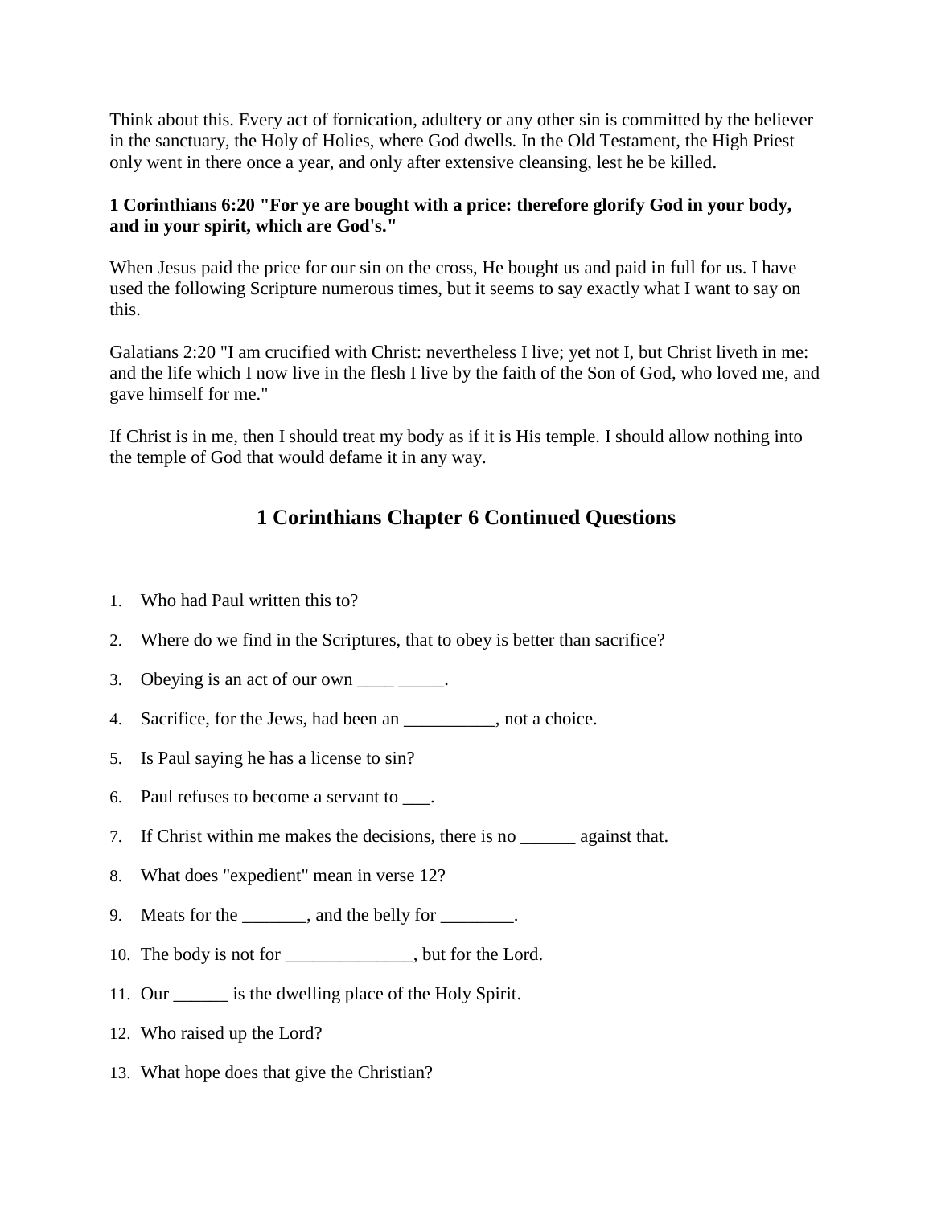Think about this. Every act of fornication, adultery or any other sin is committed by the believer in the sanctuary, the Holy of Holies, where God dwells. In the Old Testament, the High Priest only went in there once a year, and only after extensive cleansing, lest he be killed.

**1 Corinthians 6:20 "For ye are bought with a price: therefore glorify God in your body, and in your spirit, which are God's."**

When Jesus paid the price for our sin on the cross, He bought us and paid in full for us. I have used the following Scripture numerous times, but it seems to say exactly what I want to say on this.

Galatians 2:20 "I am crucified with Christ: nevertheless I live; yet not I, but Christ liveth in me: and the life which I now live in the flesh I live by the faith of the Son of God, who loved me, and gave himself for me."

If Christ is in me, then I should treat my body as if it is His temple. I should allow nothing into the temple of God that would defame it in any way.

## 1 Corinthians Chapter 6 Continued Questions

1. Who had Paul written this to?
2. Where do we find in the Scriptures, that to obey is better than sacrifice?
3. Obeying is an act of our own ____ _____.
4. Sacrifice, for the Jews, had been an __________, not a choice.
5. Is Paul saying he has a license to sin?
6. Paul refuses to become a servant to ___.
7. If Christ within me makes the decisions, there is no ______ against that.
8. What does "expedient" mean in verse 12?
9. Meats for the _______, and the belly for ________.
10. The body is not for ______________, but for the Lord.
11. Our ______ is the dwelling place of the Holy Spirit.
12. Who raised up the Lord?
13. What hope does that give the Christian?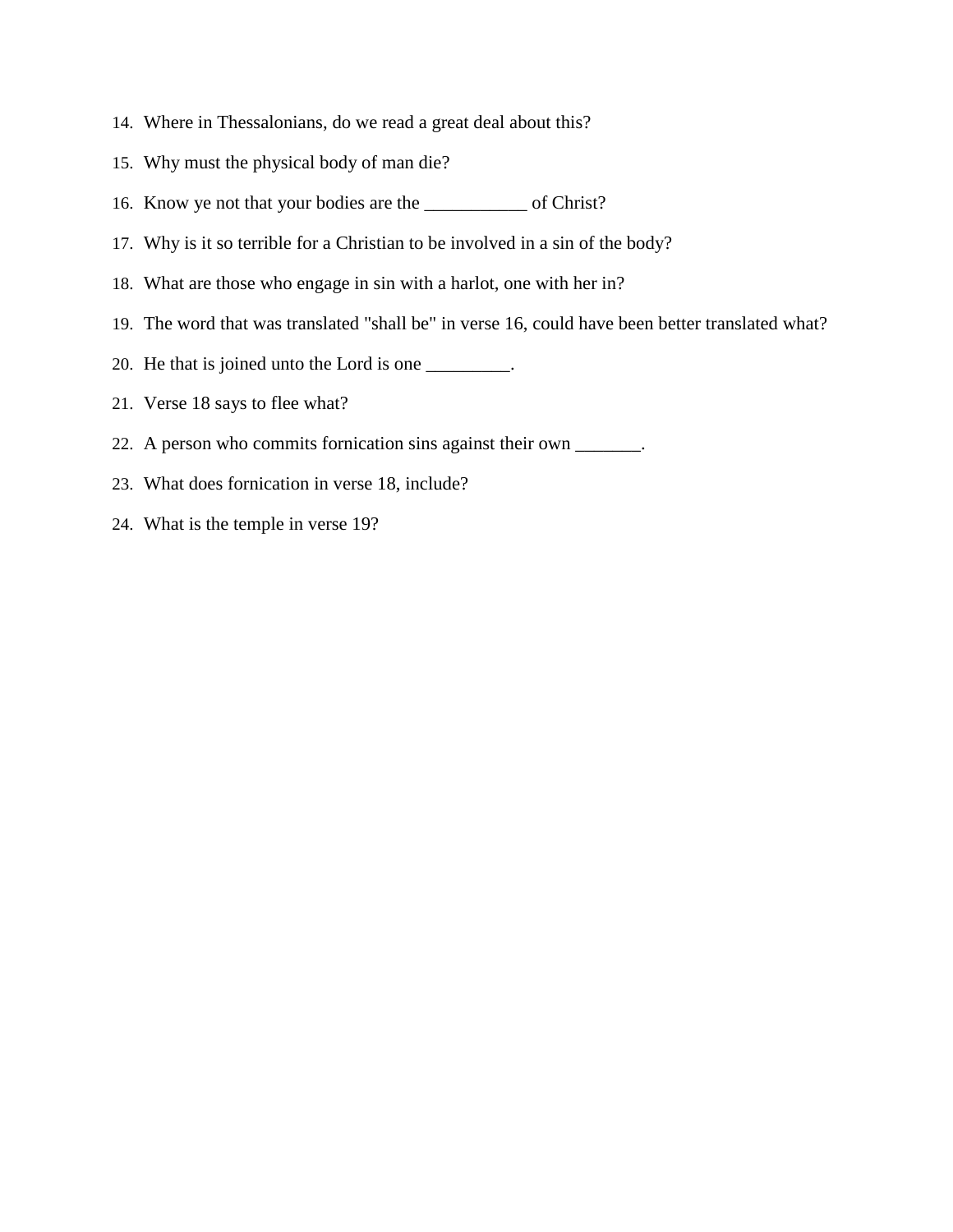14. Where in Thessalonians, do we read a great deal about this?
15. Why must the physical body of man die?
16. Know ye not that your bodies are the ___________ of Christ?
17. Why is it so terrible for a Christian to be involved in a sin of the body?
18. What are those who engage in sin with a harlot, one with her in?
19. The word that was translated "shall be" in verse 16, could have been better translated what?
20. He that is joined unto the Lord is one _________.
21. Verse 18 says to flee what?
22. A person who commits fornication sins against their own _______.
23. What does fornication in verse 18, include?
24. What is the temple in verse 19?